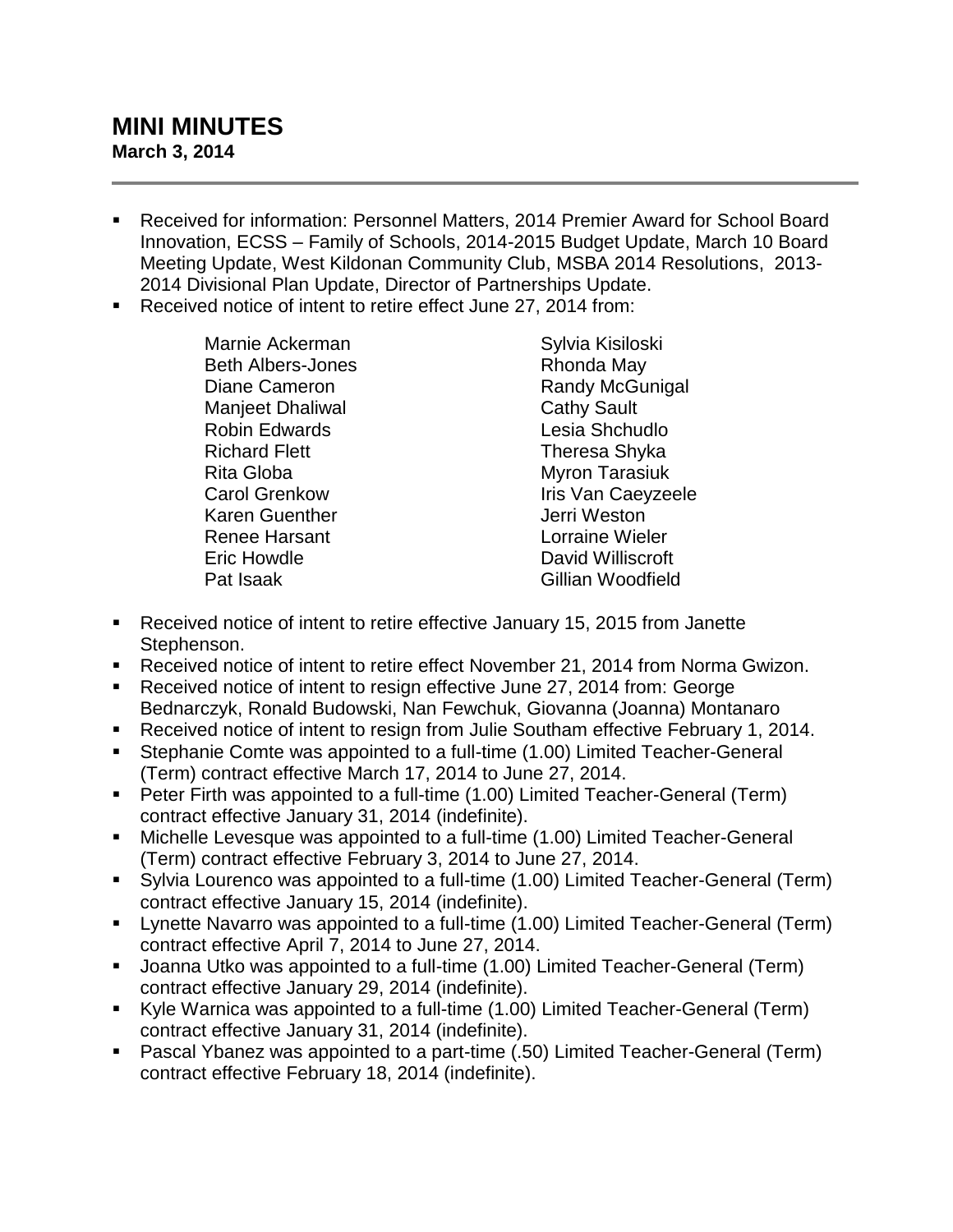# MINI MINUTES

**March 3, 2014**

- Received for information: Personnel Matters, 2014 Premier Award for School Board Innovation, ECSS – Family of Schools, 2014-2015 Budget Update, March 10 Board Meeting Update, West Kildonan Community Club, MSBA 2014 Resolutions, 2013-2014 Divisional Plan Update, Director of Partnerships Update.
- Received notice of intent to retire effect June 27, 2014 from:

  Marnie Ackerman
  Beth Albers-Jones
  Diane Cameron
  Manjeet Dhaliwal
  Robin Edwards
  Richard Flett
  Rita Globa
  Carol Grenkow
  Karen Guenther
  Renee Harsant
  Eric Howdle
  Pat Isaak
  Sylvia Kisiloski
  Rhonda May
  Randy McGunigal
  Cathy Sault
  Lesia Shchudlo
  Theresa Shyka
  Myron Tarasiuk
  Iris Van Caeyzeele
  Jerri Weston
  Lorraine Wieler
  David Williscroft
  Gillian Woodfield

- Received notice of intent to retire effective January 15, 2015 from Janette Stephenson.
- Received notice of intent to retire effect November 21, 2014 from Norma Gwizon.
- Received notice of intent to resign effective June 27, 2014 from: George Bednarczyk, Ronald Budowski, Nan Fewchuk, Giovanna (Joanna) Montanaro
- Received notice of intent to resign from Julie Southam effective February 1, 2014.
- Stephanie Comte was appointed to a full-time (1.00) Limited Teacher-General (Term) contract effective March 17, 2014 to June 27, 2014.
- Peter Firth was appointed to a full-time (1.00) Limited Teacher-General (Term) contract effective January 31, 2014 (indefinite).
- Michelle Levesque was appointed to a full-time (1.00) Limited Teacher-General (Term) contract effective February 3, 2014 to June 27, 2014.
- Sylvia Lourenco was appointed to a full-time (1.00) Limited Teacher-General (Term) contract effective January 15, 2014 (indefinite).
- Lynette Navarro was appointed to a full-time (1.00) Limited Teacher-General (Term) contract effective April 7, 2014 to June 27, 2014.
- Joanna Utko was appointed to a full-time (1.00) Limited Teacher-General (Term) contract effective January 29, 2014 (indefinite).
- Kyle Warnica was appointed to a full-time (1.00) Limited Teacher-General (Term) contract effective January 31, 2014 (indefinite).
- Pascal Ybanez was appointed to a part-time (.50) Limited Teacher-General (Term) contract effective February 18, 2014 (indefinite).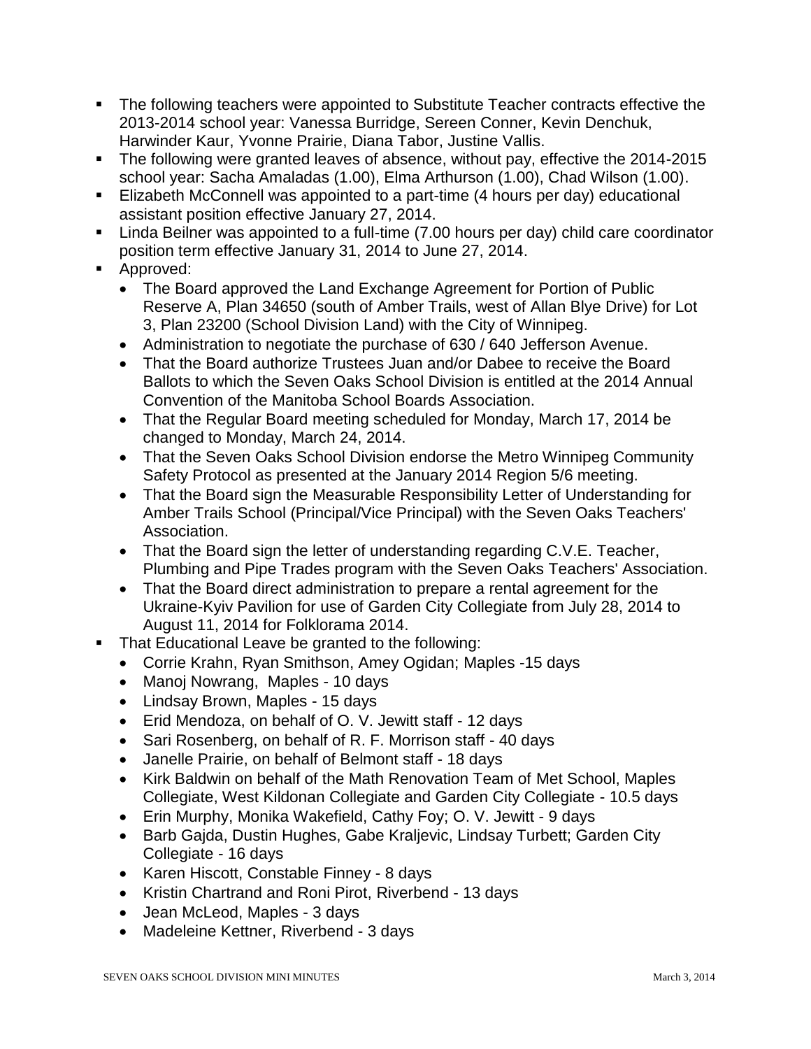- The following teachers were appointed to Substitute Teacher contracts effective the 2013-2014 school year: Vanessa Burridge, Sereen Conner, Kevin Denchuk, Harwinder Kaur, Yvonne Prairie, Diana Tabor, Justine Vallis.
- The following were granted leaves of absence, without pay, effective the 2014-2015 school year: Sacha Amaladas (1.00), Elma Arthurson (1.00), Chad Wilson (1.00).
- Elizabeth McConnell was appointed to a part-time (4 hours per day) educational assistant position effective January 27, 2014.
- Linda Beilner was appointed to a full-time (7.00 hours per day) child care coordinator position term effective January 31, 2014 to June 27, 2014.
- Approved:
  - The Board approved the Land Exchange Agreement for Portion of Public Reserve A, Plan 34650 (south of Amber Trails, west of Allan Blye Drive) for Lot 3, Plan 23200 (School Division Land) with the City of Winnipeg.
  - Administration to negotiate the purchase of 630 / 640 Jefferson Avenue.
  - That the Board authorize Trustees Juan and/or Dabee to receive the Board Ballots to which the Seven Oaks School Division is entitled at the 2014 Annual Convention of the Manitoba School Boards Association.
  - That the Regular Board meeting scheduled for Monday, March 17, 2014 be changed to Monday, March 24, 2014.
  - That the Seven Oaks School Division endorse the Metro Winnipeg Community Safety Protocol as presented at the January 2014 Region 5/6 meeting.
  - That the Board sign the Measurable Responsibility Letter of Understanding for Amber Trails School (Principal/Vice Principal) with the Seven Oaks Teachers' Association.
  - That the Board sign the letter of understanding regarding C.V.E. Teacher, Plumbing and Pipe Trades program with the Seven Oaks Teachers' Association.
  - That the Board direct administration to prepare a rental agreement for the Ukraine-Kyiv Pavilion for use of Garden City Collegiate from July 28, 2014 to August 11, 2014 for Folklorama 2014.
- That Educational Leave be granted to the following:
  - Corrie Krahn, Ryan Smithson, Amey Ogidan; Maples -15 days
  - Manoj Nowrang, Maples - 10 days
  - Lindsay Brown, Maples - 15 days
  - Erid Mendoza, on behalf of O. V. Jewitt staff - 12 days
  - Sari Rosenberg, on behalf of R. F. Morrison staff - 40 days
  - Janelle Prairie, on behalf of Belmont staff - 18 days
  - Kirk Baldwin on behalf of the Math Renovation Team of Met School, Maples Collegiate, West Kildonan Collegiate and Garden City Collegiate - 10.5 days
  - Erin Murphy, Monika Wakefield, Cathy Foy; O. V. Jewitt - 9 days
  - Barb Gajda, Dustin Hughes, Gabe Kraljevic, Lindsay Turbett; Garden City Collegiate - 16 days
  - Karen Hiscott, Constable Finney - 8 days
  - Kristin Chartrand and Roni Pirot, Riverbend - 13 days
  - Jean McLeod, Maples - 3 days
  - Madeleine Kettner, Riverbend - 3 days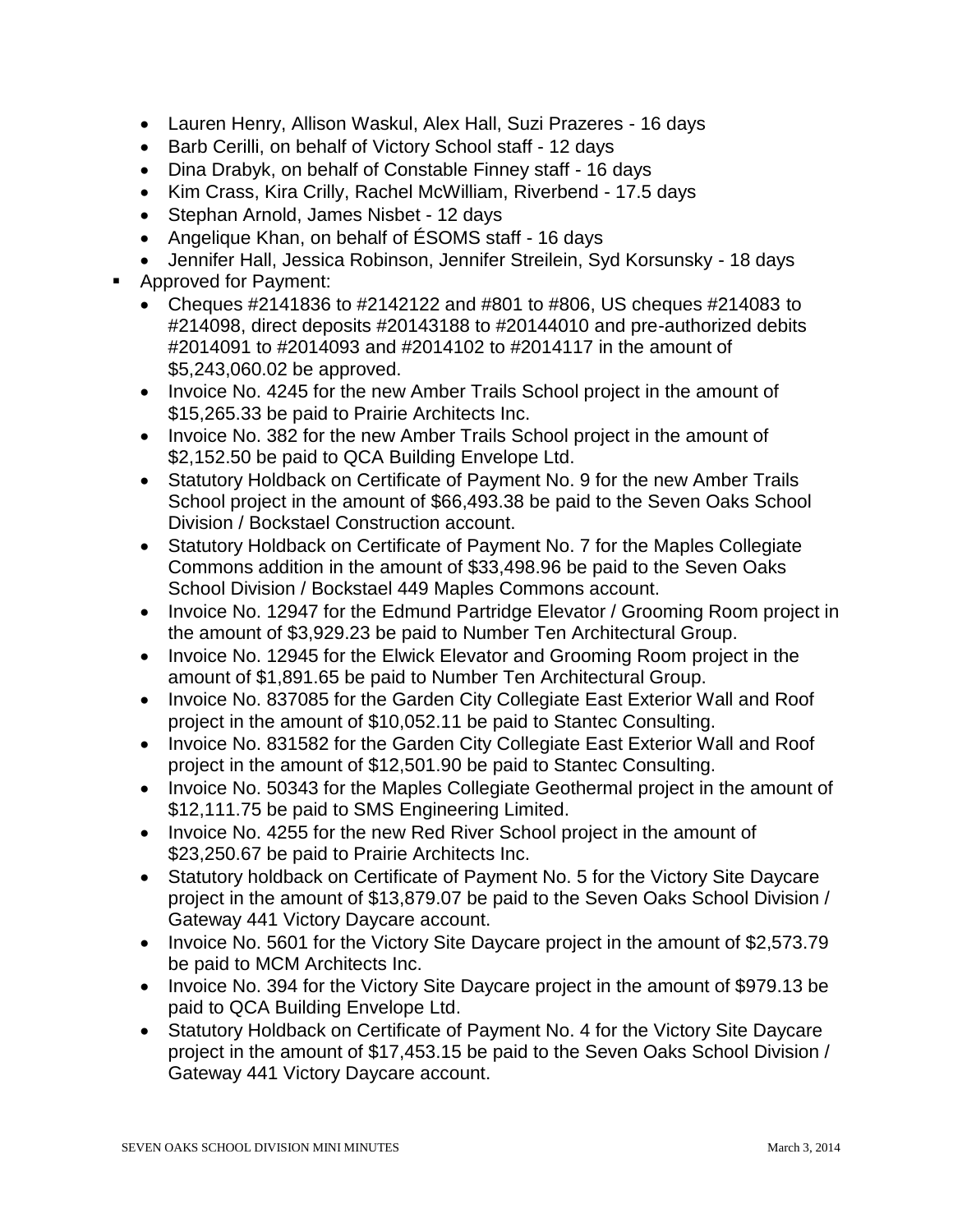- Lauren Henry, Allison Waskul, Alex Hall, Suzi Prazeres - 16 days
- Barb Cerilli, on behalf of Victory School staff - 12 days
- Dina Drabyk, on behalf of Constable Finney staff - 16 days
- Kim Crass, Kira Crilly, Rachel McWilliam, Riverbend - 17.5 days
- Stephan Arnold, James Nisbet - 12 days
- Angelique Khan, on behalf of ÉSOMS staff - 16 days
- Jennifer Hall, Jessica Robinson, Jennifer Streilein, Syd Korsunsky - 18 days

- Approved for Payment:
  - Cheques #2141836 to #2142122 and #801 to #806, US cheques #214083 to #214098, direct deposits #20143188 to #20144010 and pre-authorized debits #2014091 to #2014093 and #2014102 to #2014117 in the amount of $5,243,060.02 be approved.
  - Invoice No. 4245 for the new Amber Trails School project in the amount of $15,265.33 be paid to Prairie Architects Inc.
  - Invoice No. 382 for the new Amber Trails School project in the amount of $2,152.50 be paid to QCA Building Envelope Ltd.
  - Statutory Holdback on Certificate of Payment No. 9 for the new Amber Trails School project in the amount of $66,493.38 be paid to the Seven Oaks School Division / Bockstael Construction account.
  - Statutory Holdback on Certificate of Payment No. 7 for the Maples Collegiate Commons addition in the amount of $33,498.96 be paid to the Seven Oaks School Division / Bockstael 449 Maples Commons account.
  - Invoice No. 12947 for the Edmund Partridge Elevator / Grooming Room project in the amount of $3,929.23 be paid to Number Ten Architectural Group.
  - Invoice No. 12945 for the Elwick Elevator and Grooming Room project in the amount of $1,891.65 be paid to Number Ten Architectural Group.
  - Invoice No. 837085 for the Garden City Collegiate East Exterior Wall and Roof project in the amount of $10,052.11 be paid to Stantec Consulting.
  - Invoice No. 831582 for the Garden City Collegiate East Exterior Wall and Roof project in the amount of $12,501.90 be paid to Stantec Consulting.
  - Invoice No. 50343 for the Maples Collegiate Geothermal project in the amount of $12,111.75 be paid to SMS Engineering Limited.
  - Invoice No. 4255 for the new Red River School project in the amount of $23,250.67 be paid to Prairie Architects Inc.
  - Statutory holdback on Certificate of Payment No. 5 for the Victory Site Daycare project in the amount of $13,879.07 be paid to the Seven Oaks School Division / Gateway 441 Victory Daycare account.
  - Invoice No. 5601 for the Victory Site Daycare project in the amount of $2,573.79 be paid to MCM Architects Inc.
  - Invoice No. 394 for the Victory Site Daycare project in the amount of $979.13 be paid to QCA Building Envelope Ltd.
  - Statutory Holdback on Certificate of Payment No. 4 for the Victory Site Daycare project in the amount of $17,453.15 be paid to the Seven Oaks School Division / Gateway 441 Victory Daycare account.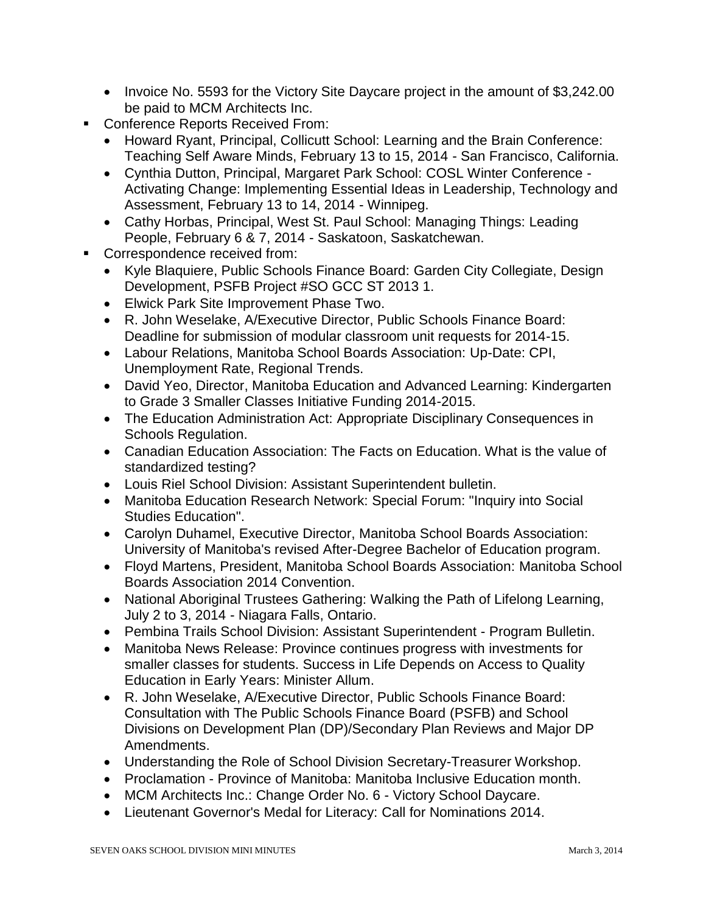- Invoice No. 5593 for the Victory Site Daycare project in the amount of $3,242.00 be paid to MCM Architects Inc.

- Conference Reports Received From:
  - Howard Ryant, Principal, Collicutt School: Learning and the Brain Conference: Teaching Self Aware Minds, February 13 to 15, 2014 - San Francisco, California.
  - Cynthia Dutton, Principal, Margaret Park School: COSL Winter Conference - Activating Change: Implementing Essential Ideas in Leadership, Technology and Assessment, February 13 to 14, 2014 - Winnipeg.
  - Cathy Horbas, Principal, West St. Paul School: Managing Things: Leading People, February 6 & 7, 2014 - Saskatoon, Saskatchewan.
- Correspondence received from:
  - Kyle Blaquiere, Public Schools Finance Board: Garden City Collegiate, Design Development, PSFB Project #SO GCC ST 2013 1.
  - Elwick Park Site Improvement Phase Two.
  - R. John Weselake, A/Executive Director, Public Schools Finance Board: Deadline for submission of modular classroom unit requests for 2014-15.
  - Labour Relations, Manitoba School Boards Association: Up-Date: CPI, Unemployment Rate, Regional Trends.
  - David Yeo, Director, Manitoba Education and Advanced Learning: Kindergarten to Grade 3 Smaller Classes Initiative Funding 2014-2015.
  - The Education Administration Act: Appropriate Disciplinary Consequences in Schools Regulation.
  - Canadian Education Association: The Facts on Education. What is the value of standardized testing?
  - Louis Riel School Division: Assistant Superintendent bulletin.
  - Manitoba Education Research Network: Special Forum: "Inquiry into Social Studies Education".
  - Carolyn Duhamel, Executive Director, Manitoba School Boards Association: University of Manitoba's revised After-Degree Bachelor of Education program.
  - Floyd Martens, President, Manitoba School Boards Association: Manitoba School Boards Association 2014 Convention.
  - National Aboriginal Trustees Gathering: Walking the Path of Lifelong Learning, July 2 to 3, 2014 - Niagara Falls, Ontario.
  - Pembina Trails School Division: Assistant Superintendent - Program Bulletin.
  - Manitoba News Release: Province continues progress with investments for smaller classes for students. Success in Life Depends on Access to Quality Education in Early Years: Minister Allum.
  - R. John Weselake, A/Executive Director, Public Schools Finance Board: Consultation with The Public Schools Finance Board (PSFB) and School Divisions on Development Plan (DP)/Secondary Plan Reviews and Major DP Amendments.
  - Understanding the Role of School Division Secretary-Treasurer Workshop.
  - Proclamation - Province of Manitoba: Manitoba Inclusive Education month.
  - MCM Architects Inc.: Change Order No. 6 - Victory School Daycare.
  - Lieutenant Governor's Medal for Literacy: Call for Nominations 2014.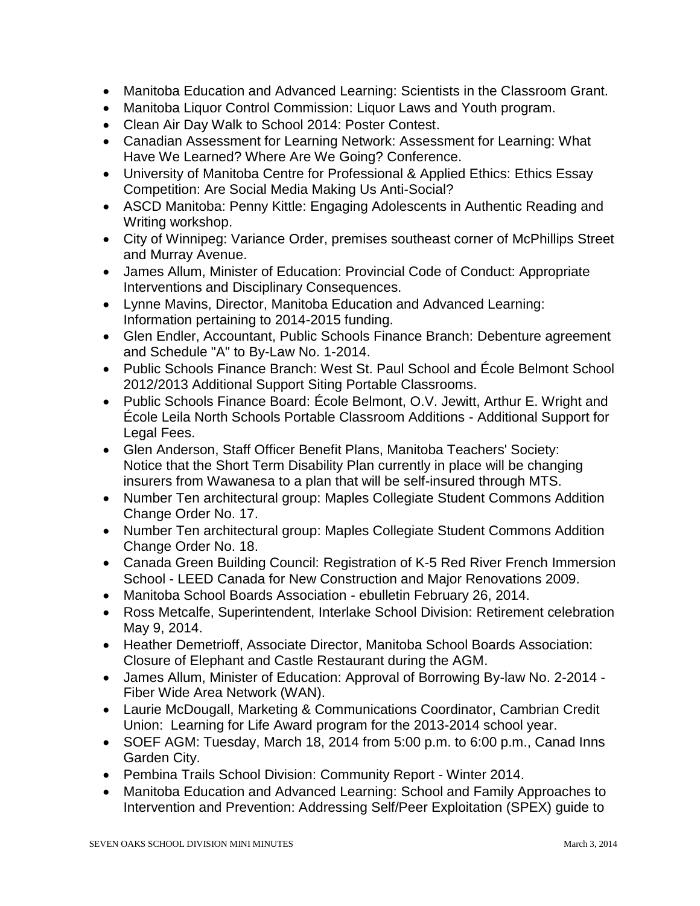- Manitoba Education and Advanced Learning: Scientists in the Classroom Grant.
- Manitoba Liquor Control Commission: Liquor Laws and Youth program.
- Clean Air Day Walk to School 2014: Poster Contest.
- Canadian Assessment for Learning Network: Assessment for Learning: What Have We Learned? Where Are We Going? Conference.
- University of Manitoba Centre for Professional & Applied Ethics: Ethics Essay Competition: Are Social Media Making Us Anti-Social?
- ASCD Manitoba: Penny Kittle: Engaging Adolescents in Authentic Reading and Writing workshop.
- City of Winnipeg: Variance Order, premises southeast corner of McPhillips Street and Murray Avenue.
- James Allum, Minister of Education: Provincial Code of Conduct: Appropriate Interventions and Disciplinary Consequences.
- Lynne Mavins, Director, Manitoba Education and Advanced Learning: Information pertaining to 2014-2015 funding.
- Glen Endler, Accountant, Public Schools Finance Branch: Debenture agreement and Schedule "A" to By-Law No. 1-2014.
- Public Schools Finance Branch: West St. Paul School and École Belmont School 2012/2013 Additional Support Siting Portable Classrooms.
- Public Schools Finance Board: École Belmont, O.V. Jewitt, Arthur E. Wright and École Leila North Schools Portable Classroom Additions - Additional Support for Legal Fees.
- Glen Anderson, Staff Officer Benefit Plans, Manitoba Teachers' Society: Notice that the Short Term Disability Plan currently in place will be changing insurers from Wawanesa to a plan that will be self-insured through MTS.
- Number Ten architectural group: Maples Collegiate Student Commons Addition Change Order No. 17.
- Number Ten architectural group: Maples Collegiate Student Commons Addition Change Order No. 18.
- Canada Green Building Council: Registration of K-5 Red River French Immersion School - LEED Canada for New Construction and Major Renovations 2009.
- Manitoba School Boards Association - ebulletin February 26, 2014.
- Ross Metcalfe, Superintendent, Interlake School Division: Retirement celebration May 9, 2014.
- Heather Demetrioff, Associate Director, Manitoba School Boards Association: Closure of Elephant and Castle Restaurant during the AGM.
- James Allum, Minister of Education: Approval of Borrowing By-law No. 2-2014 - Fiber Wide Area Network (WAN).
- Laurie McDougall, Marketing & Communications Coordinator, Cambrian Credit Union: Learning for Life Award program for the 2013-2014 school year.
- SOEF AGM: Tuesday, March 18, 2014 from 5:00 p.m. to 6:00 p.m., Canad Inns Garden City.
- Pembina Trails School Division: Community Report - Winter 2014.
- Manitoba Education and Advanced Learning: School and Family Approaches to Intervention and Prevention: Addressing Self/Peer Exploitation (SPEX) guide to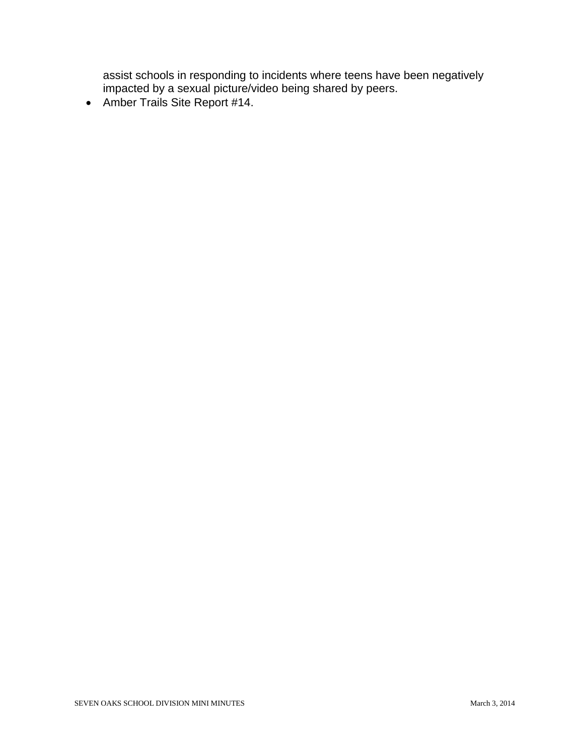assist schools in responding to incidents where teens have been negatively impacted by a sexual picture/video being shared by peers.

- Amber Trails Site Report #14.